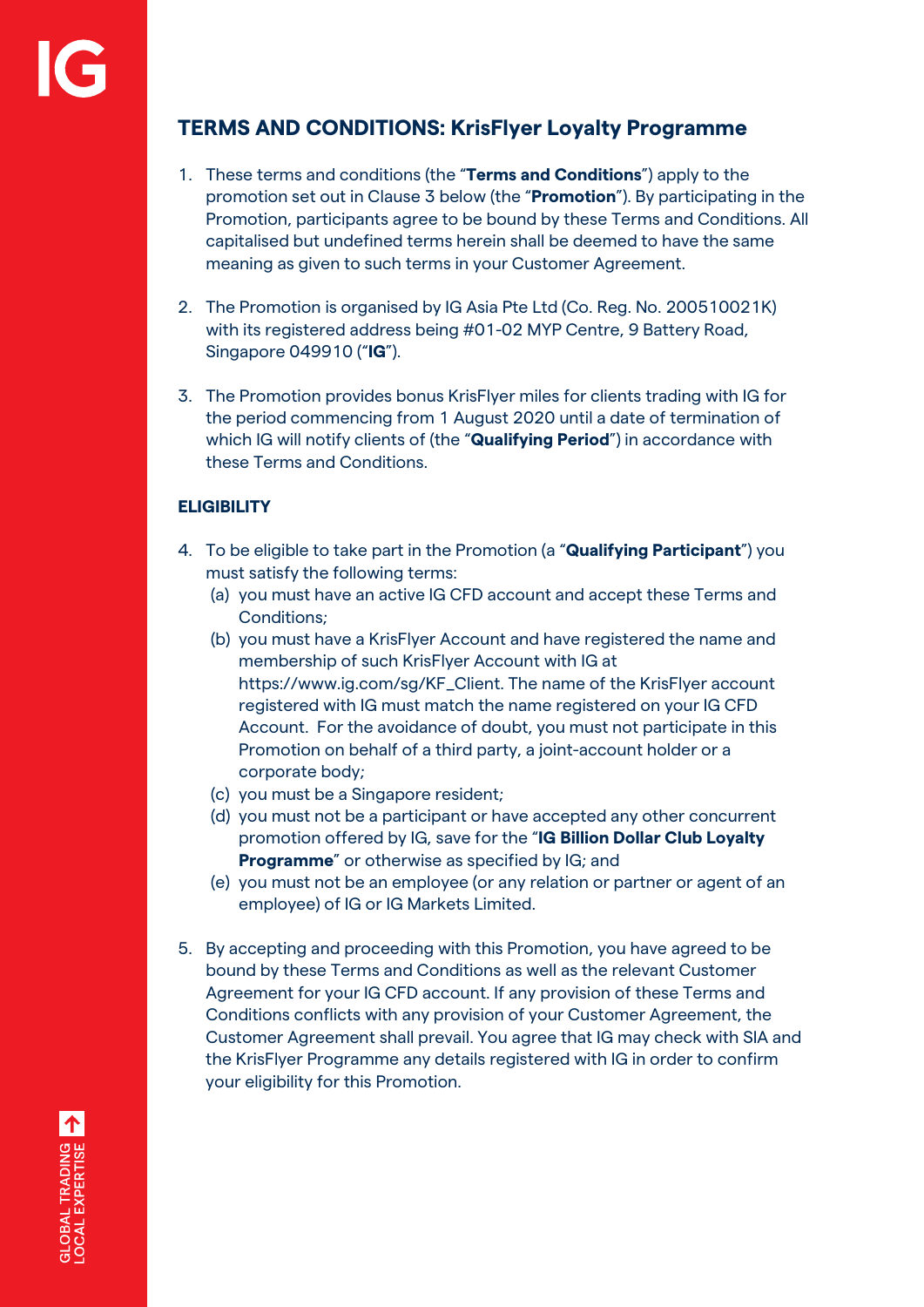## TERMS AND CONDITIONS: KrisFlyer Loyalty Programme

1. These terms and conditions (the "**Terms and Conditions**") apply to the promotion set out in Clause 3 below (the "**Promotion**"). By participating in the Promotion, participants agree to be bound by these Terms and Conditions. All capitalised but undefined terms herein shall be deemed to have the same meaning as given to such terms in your Customer Agreement.

2. The Promotion is organised by IG Asia Pte Ltd (Co. Reg. No. 200510021K) with its registered address being #01-02 MYP Centre, 9 Battery Road, Singapore 049910 ("**IG**").

3. The Promotion provides bonus KrisFlyer miles for clients trading with IG for the period commencing from 1 August 2020 until a date of termination of which IG will notify clients of (the "**Qualifying Period**") in accordance with these Terms and Conditions.

### ELIGIBILITY

4. To be eligible to take part in the Promotion (a "**Qualifying Participant**") you must satisfy the following terms:
   (a) you must have an active IG CFD account and accept these Terms and Conditions;
   (b) you must have a KrisFlyer Account and have registered the name and membership of such KrisFlyer Account with IG at https://www.ig.com/sg/KF_Client. The name of the KrisFlyer account registered with IG must match the name registered on your IG CFD Account. For the avoidance of doubt, you must not participate in this Promotion on behalf of a third party, a joint-account holder or a corporate body;
   (c) you must be a Singapore resident;
   (d) you must not be a participant or have accepted any other concurrent promotion offered by IG, save for the "**IG Billion Dollar Club Loyalty Programme**" or otherwise as specified by IG; and
   (e) you must not be an employee (or any relation or partner or agent of an employee) of IG or IG Markets Limited.

5. By accepting and proceeding with this Promotion, you have agreed to be bound by these Terms and Conditions as well as the relevant Customer Agreement for your IG CFD account. If any provision of these Terms and Conditions conflicts with any provision of your Customer Agreement, the Customer Agreement shall prevail. You agree that IG may check with SIA and the KrisFlyer Programme any details registered with IG in order to confirm your eligibility for this Promotion.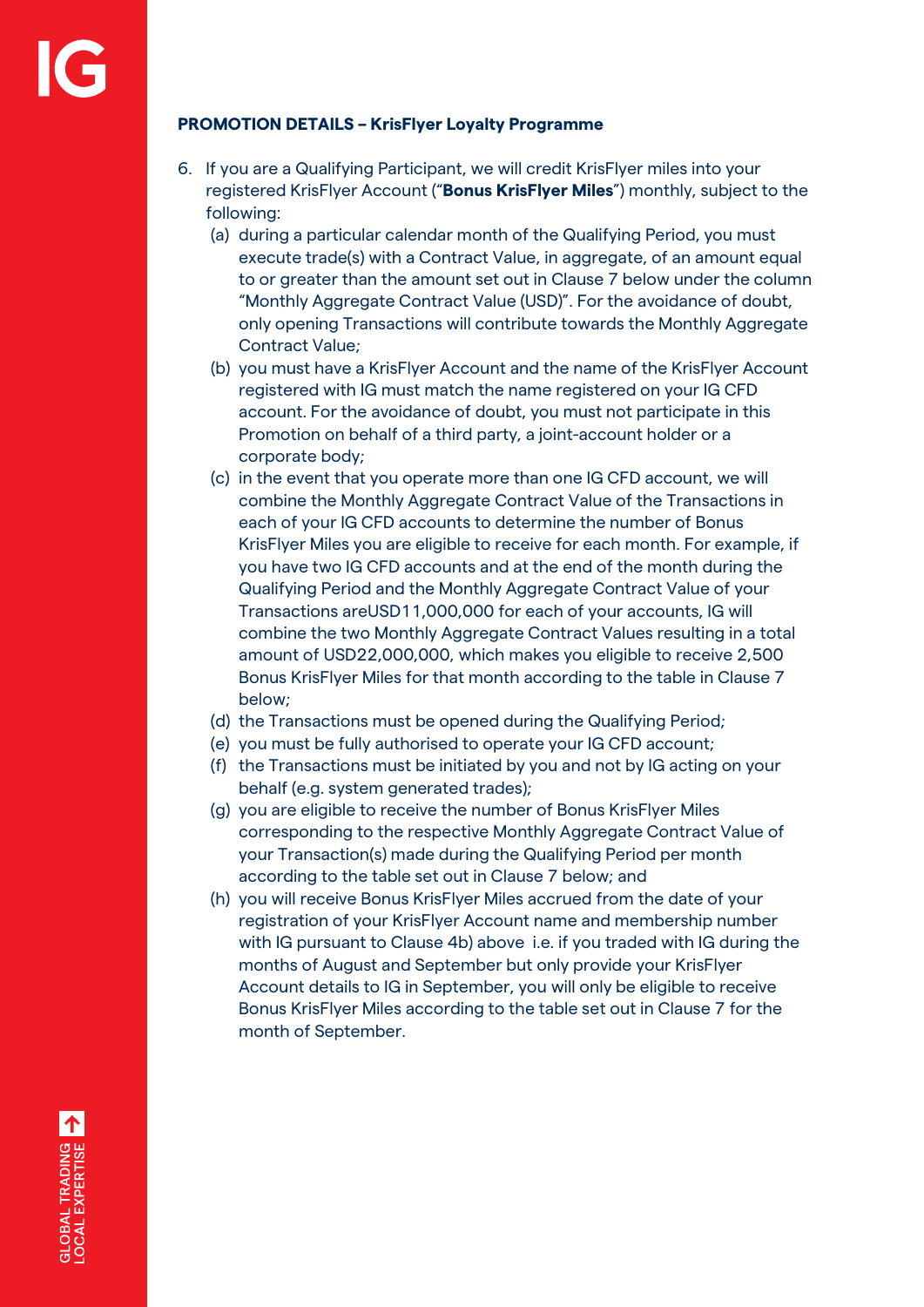**PROMOTION DETAILS – KrisFlyer Loyalty Programme**

6. If you are a Qualifying Participant, we will credit KrisFlyer miles into your registered KrisFlyer Account ("**Bonus KrisFlyer Miles**") monthly, subject to the following:
   (a) during a particular calendar month of the Qualifying Period, you must execute trade(s) with a Contract Value, in aggregate, of an amount equal to or greater than the amount set out in Clause 7 below under the column "Monthly Aggregate Contract Value (USD)". For the avoidance of doubt, only opening Transactions will contribute towards the Monthly Aggregate Contract Value;
   (b) you must have a KrisFlyer Account and the name of the KrisFlyer Account registered with IG must match the name registered on your IG CFD account. For the avoidance of doubt, you must not participate in this Promotion on behalf of a third party, a joint-account holder or a corporate body;
   (c) in the event that you operate more than one IG CFD account, we will combine the Monthly Aggregate Contract Value of the Transactions in each of your IG CFD accounts to determine the number of Bonus KrisFlyer Miles you are eligible to receive for each month. For example, if you have two IG CFD accounts and at the end of the month during the Qualifying Period and the Monthly Aggregate Contract Value of your Transactions areUSD11,000,000 for each of your accounts, IG will combine the two Monthly Aggregate Contract Values resulting in a total amount of USD22,000,000, which makes you eligible to receive 2,500 Bonus KrisFlyer Miles for that month according to the table in Clause 7 below;
   (d) the Transactions must be opened during the Qualifying Period;
   (e) you must be fully authorised to operate your IG CFD account;
   (f) the Transactions must be initiated by you and not by IG acting on your behalf (e.g. system generated trades);
   (g) you are eligible to receive the number of Bonus KrisFlyer Miles corresponding to the respective Monthly Aggregate Contract Value of your Transaction(s) made during the Qualifying Period per month according to the table set out in Clause 7 below; and
   (h) you will receive Bonus KrisFlyer Miles accrued from the date of your registration of your KrisFlyer Account name and membership number with IG pursuant to Clause 4b) above i.e. if you traded with IG during the months of August and September but only provide your KrisFlyer Account details to IG in September, you will only be eligible to receive Bonus KrisFlyer Miles according to the table set out in Clause 7 for the month of September.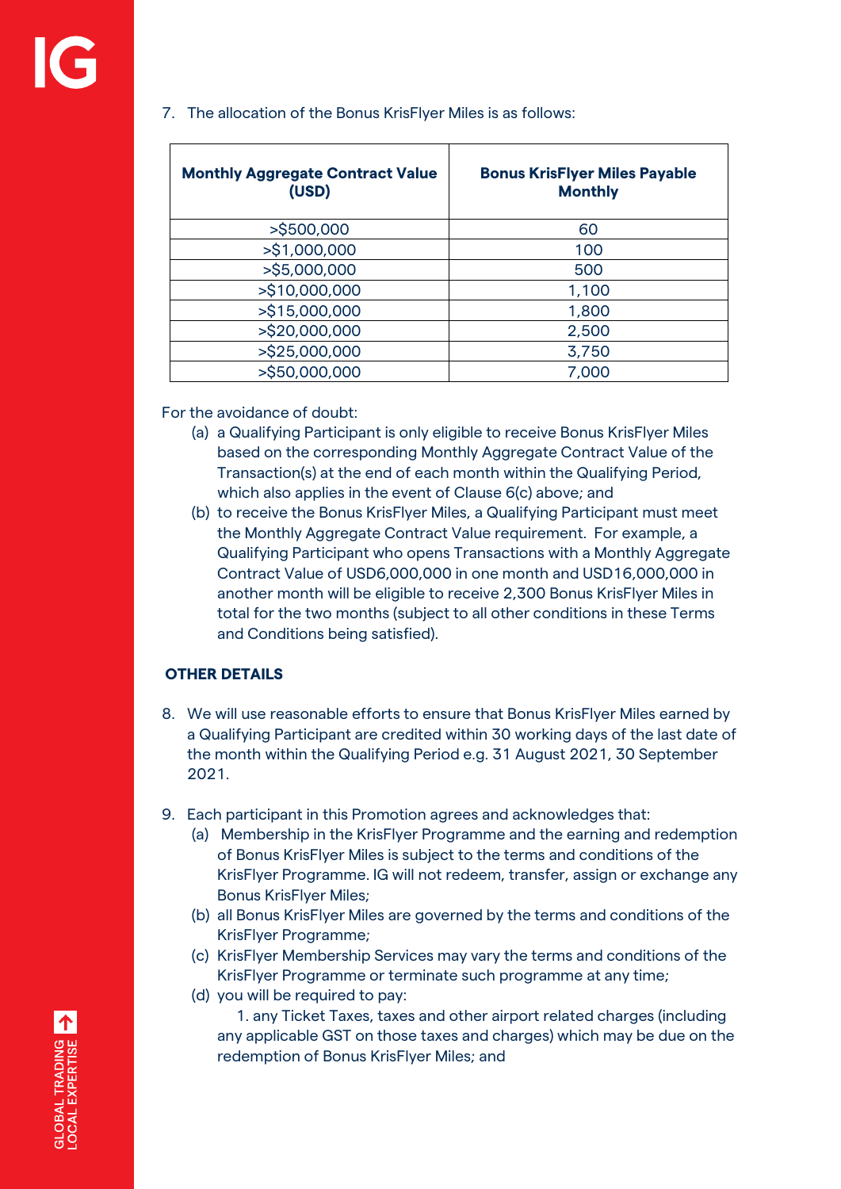7. The allocation of the Bonus KrisFlyer Miles is as follows:

| Monthly Aggregate Contract Value (USD) | Bonus KrisFlyer Miles Payable Monthly |
| --- | --- |
| >$500,000 | 60 |
| >$1,000,000 | 100 |
| >$5,000,000 | 500 |
| >$10,000,000 | 1,100 |
| >$15,000,000 | 1,800 |
| >$20,000,000 | 2,500 |
| >$25,000,000 | 3,750 |
| >$50,000,000 | 7,000 |

For the avoidance of doubt:

(a) a Qualifying Participant is only eligible to receive Bonus KrisFlyer Miles based on the corresponding Monthly Aggregate Contract Value of the Transaction(s) at the end of each month within the Qualifying Period, which also applies in the event of Clause 6(c) above; and

(b) to receive the Bonus KrisFlyer Miles, a Qualifying Participant must meet the Monthly Aggregate Contract Value requirement. For example, a Qualifying Participant who opens Transactions with a Monthly Aggregate Contract Value of USD6,000,000 in one month and USD16,000,000 in another month will be eligible to receive 2,300 Bonus KrisFlyer Miles in total for the two months (subject to all other conditions in these Terms and Conditions being satisfied).

**OTHER DETAILS**

8. We will use reasonable efforts to ensure that Bonus KrisFlyer Miles earned by a Qualifying Participant are credited within 30 working days of the last date of the month within the Qualifying Period e.g. 31 August 2021, 30 September 2021.

9. Each participant in this Promotion agrees and acknowledges that:

(a) Membership in the KrisFlyer Programme and the earning and redemption of Bonus KrisFlyer Miles is subject to the terms and conditions of the KrisFlyer Programme. IG will not redeem, transfer, assign or exchange any Bonus KrisFlyer Miles;

(b) all Bonus KrisFlyer Miles are governed by the terms and conditions of the KrisFlyer Programme;

(c) KrisFlyer Membership Services may vary the terms and conditions of the KrisFlyer Programme or terminate such programme at any time;

(d) you will be required to pay:

1. any Ticket Taxes, taxes and other airport related charges (including any applicable GST on those taxes and charges) which may be due on the redemption of Bonus KrisFlyer Miles; and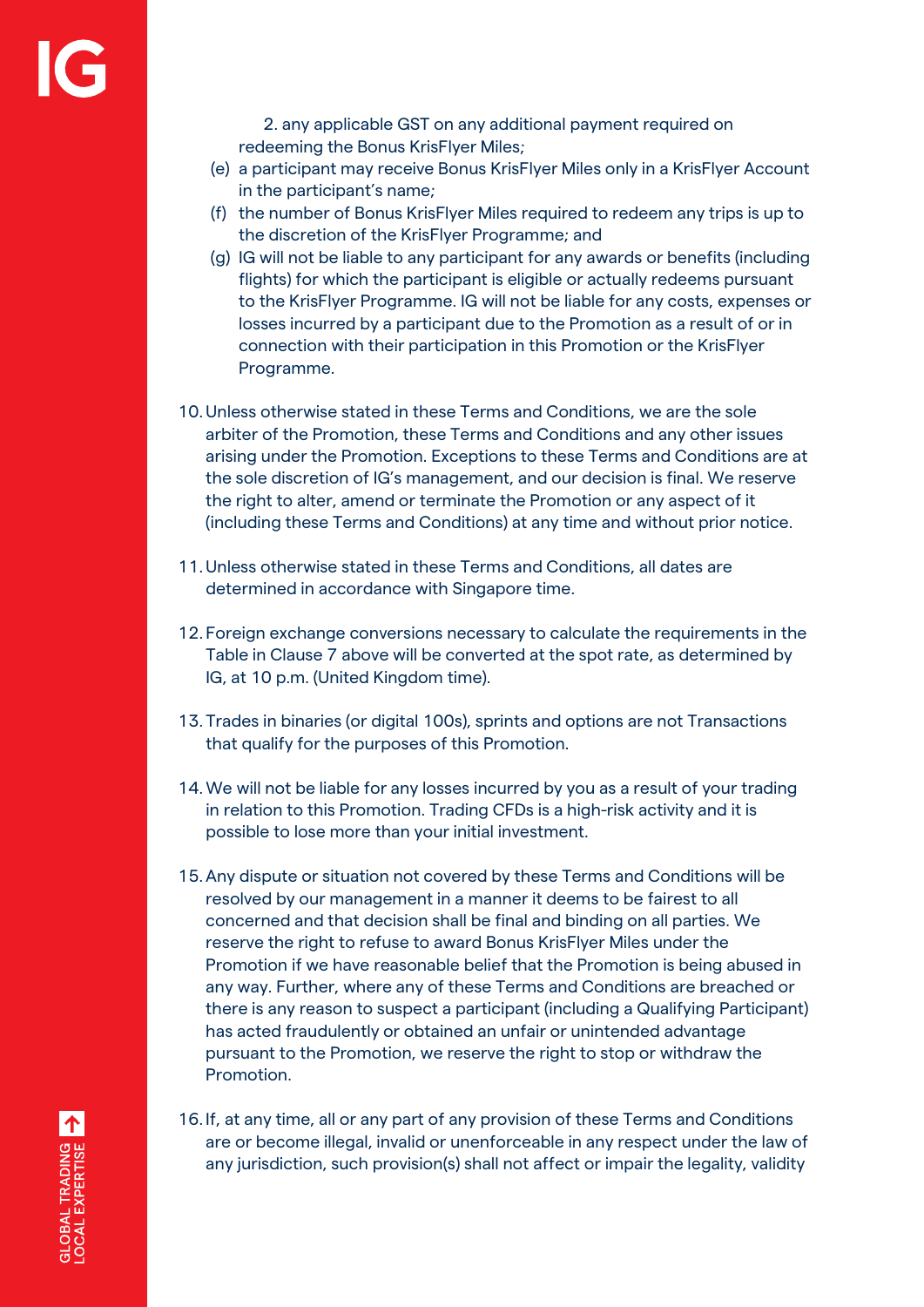2. any applicable GST on any additional payment required on redeeming the Bonus KrisFlyer Miles;

(e) a participant may receive Bonus KrisFlyer Miles only in a KrisFlyer Account in the participant's name;

(f) the number of Bonus KrisFlyer Miles required to redeem any trips is up to the discretion of the KrisFlyer Programme; and

(g) IG will not be liable to any participant for any awards or benefits (including flights) for which the participant is eligible or actually redeems pursuant to the KrisFlyer Programme. IG will not be liable for any costs, expenses or losses incurred by a participant due to the Promotion as a result of or in connection with their participation in this Promotion or the KrisFlyer Programme.

10. Unless otherwise stated in these Terms and Conditions, we are the sole arbiter of the Promotion, these Terms and Conditions and any other issues arising under the Promotion. Exceptions to these Terms and Conditions are at the sole discretion of IG's management, and our decision is final. We reserve the right to alter, amend or terminate the Promotion or any aspect of it (including these Terms and Conditions) at any time and without prior notice.

11. Unless otherwise stated in these Terms and Conditions, all dates are determined in accordance with Singapore time.

12. Foreign exchange conversions necessary to calculate the requirements in the Table in Clause 7 above will be converted at the spot rate, as determined by IG, at 10 p.m. (United Kingdom time).

13. Trades in binaries (or digital 100s), sprints and options are not Transactions that qualify for the purposes of this Promotion.

14. We will not be liable for any losses incurred by you as a result of your trading in relation to this Promotion. Trading CFDs is a high-risk activity and it is possible to lose more than your initial investment.

15. Any dispute or situation not covered by these Terms and Conditions will be resolved by our management in a manner it deems to be fairest to all concerned and that decision shall be final and binding on all parties. We reserve the right to refuse to award Bonus KrisFlyer Miles under the Promotion if we have reasonable belief that the Promotion is being abused in any way. Further, where any of these Terms and Conditions are breached or there is any reason to suspect a participant (including a Qualifying Participant) has acted fraudulently or obtained an unfair or unintended advantage pursuant to the Promotion, we reserve the right to stop or withdraw the Promotion.

16. If, at any time, all or any part of any provision of these Terms and Conditions are or become illegal, invalid or unenforceable in any respect under the law of any jurisdiction, such provision(s) shall not affect or impair the legality, validity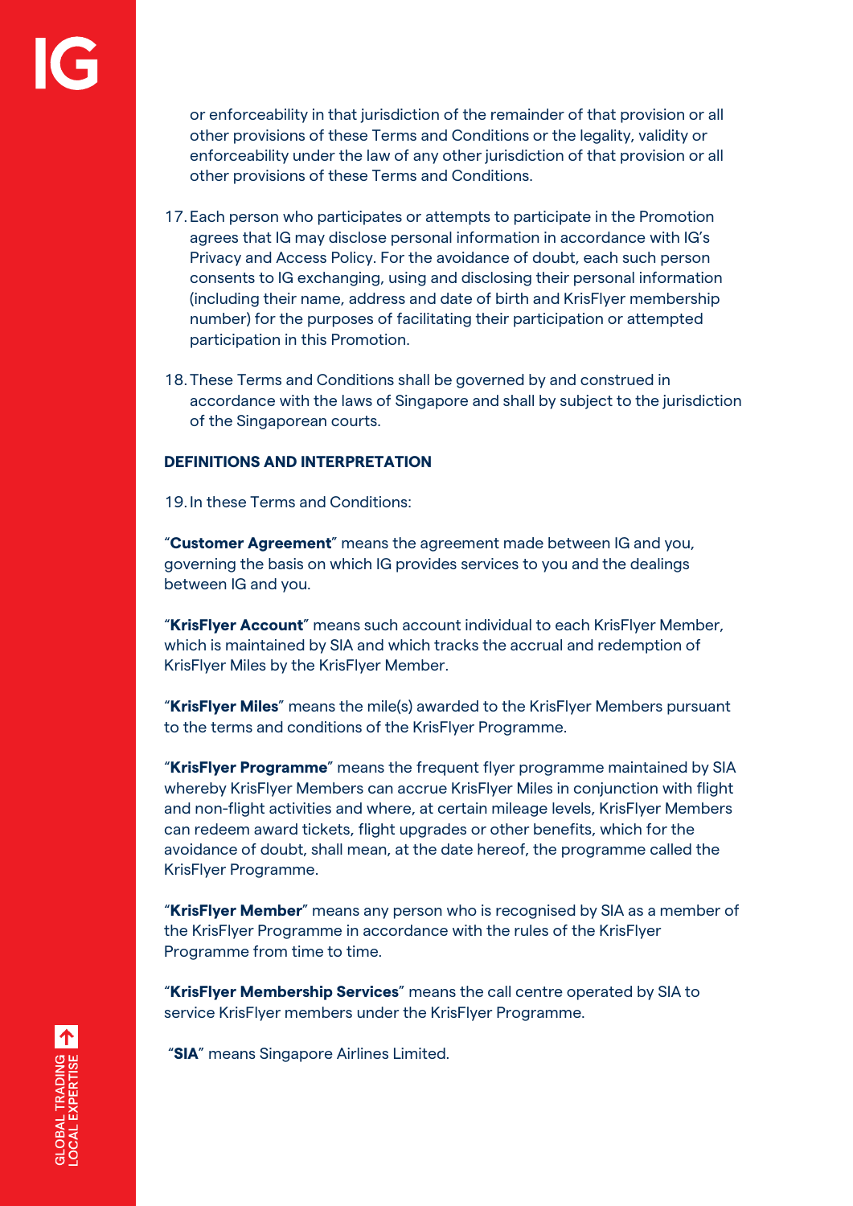or enforceability in that jurisdiction of the remainder of that provision or all other provisions of these Terms and Conditions or the legality, validity or enforceability under the law of any other jurisdiction of that provision or all other provisions of these Terms and Conditions.

17. Each person who participates or attempts to participate in the Promotion agrees that IG may disclose personal information in accordance with IG's Privacy and Access Policy. For the avoidance of doubt, each such person consents to IG exchanging, using and disclosing their personal information (including their name, address and date of birth and KrisFlyer membership number) for the purposes of facilitating their participation or attempted participation in this Promotion.

18. These Terms and Conditions shall be governed by and construed in accordance with the laws of Singapore and shall by subject to the jurisdiction of the Singaporean courts.

**DEFINITIONS AND INTERPRETATION**

19. In these Terms and Conditions:

"**Customer Agreement**" means the agreement made between IG and you, governing the basis on which IG provides services to you and the dealings between IG and you.

"**KrisFlyer Account**" means such account individual to each KrisFlyer Member, which is maintained by SIA and which tracks the accrual and redemption of KrisFlyer Miles by the KrisFlyer Member.

"**KrisFlyer Miles**" means the mile(s) awarded to the KrisFlyer Members pursuant to the terms and conditions of the KrisFlyer Programme.

"**KrisFlyer Programme**" means the frequent flyer programme maintained by SIA whereby KrisFlyer Members can accrue KrisFlyer Miles in conjunction with flight and non-flight activities and where, at certain mileage levels, KrisFlyer Members can redeem award tickets, flight upgrades or other benefits, which for the avoidance of doubt, shall mean, at the date hereof, the programme called the KrisFlyer Programme.

"**KrisFlyer Member**" means any person who is recognised by SIA as a member of the KrisFlyer Programme in accordance with the rules of the KrisFlyer Programme from time to time.

"**KrisFlyer Membership Services**" means the call centre operated by SIA to service KrisFlyer members under the KrisFlyer Programme.

"**SIA**" means Singapore Airlines Limited.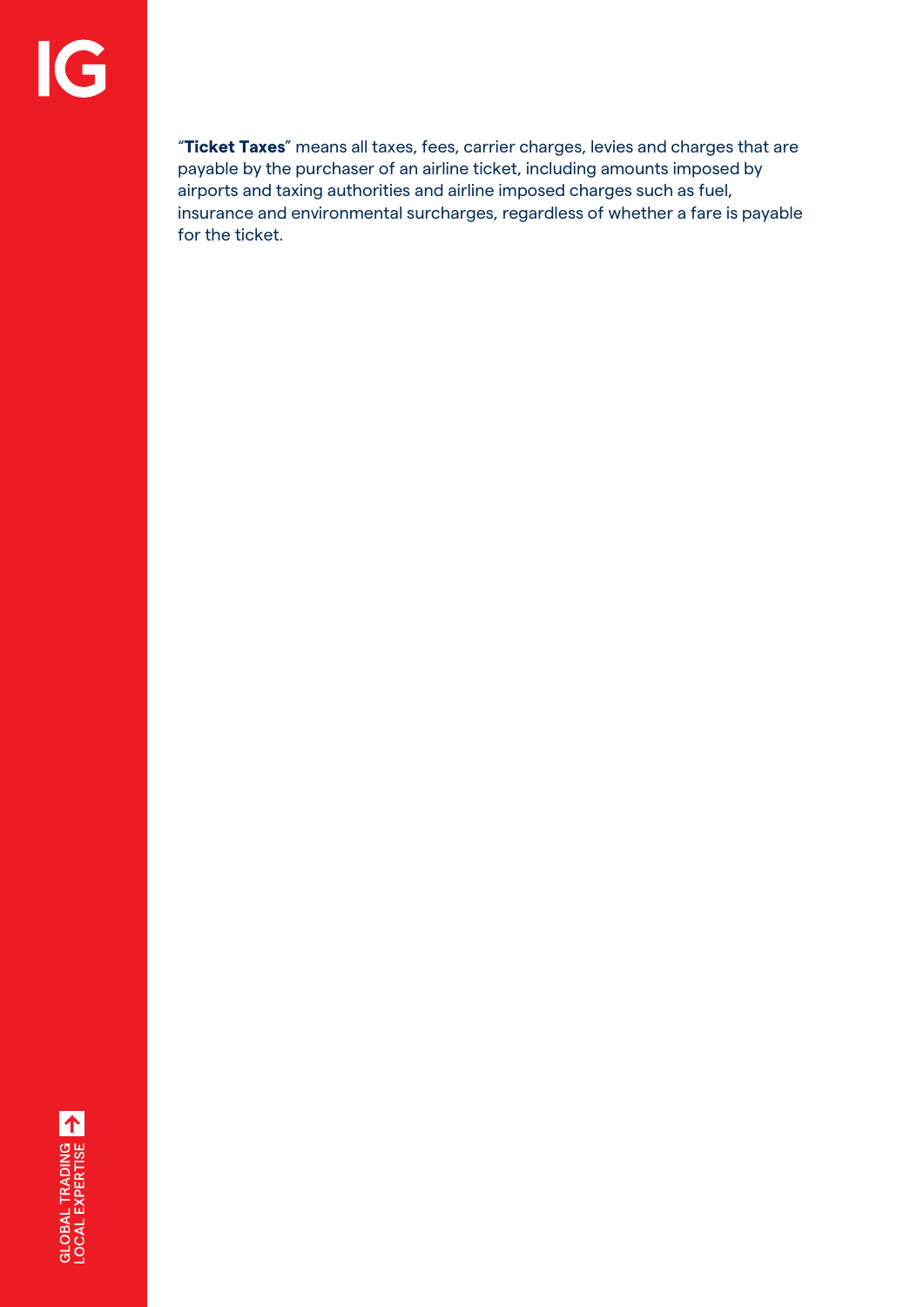"**Ticket Taxes**" means all taxes, fees, carrier charges, levies and charges that are payable by the purchaser of an airline ticket, including amounts imposed by airports and taxing authorities and airline imposed charges such as fuel, insurance and environmental surcharges, regardless of whether a fare is payable for the ticket.